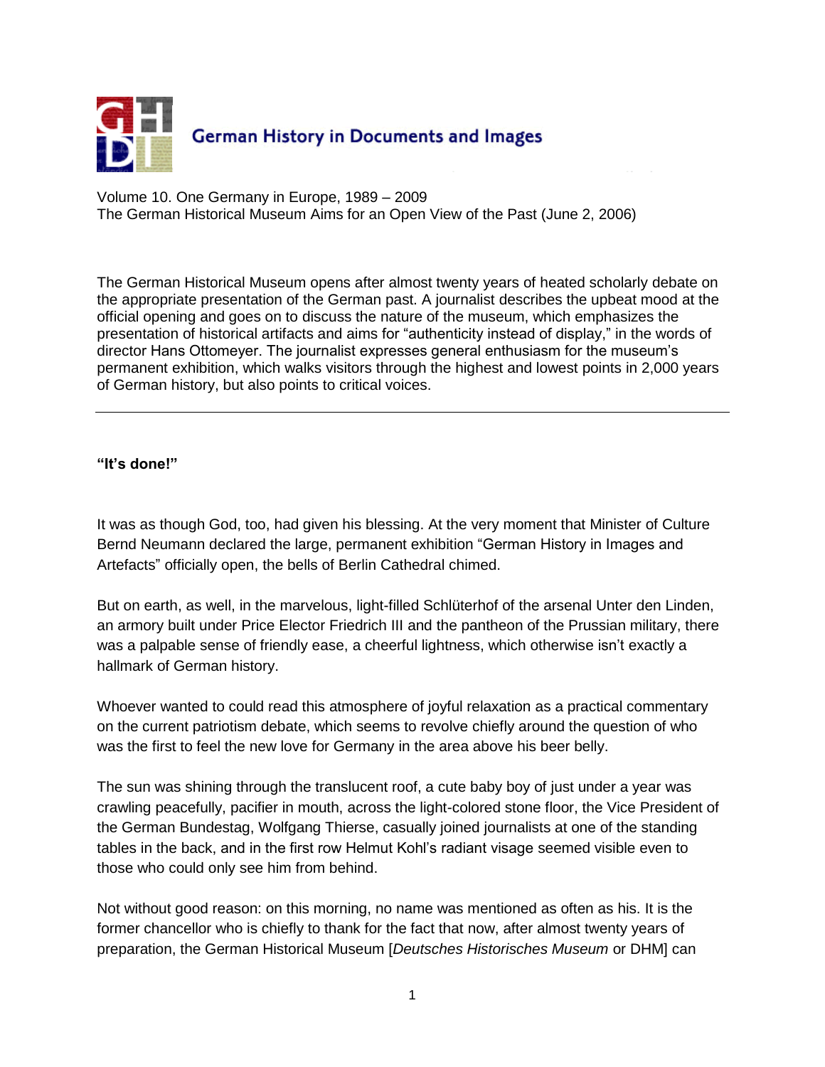# German History in Documents and Images

Volume 10. One Germany in Europe, 1989 – 2009
The German Historical Museum Aims for an Open View of the Past (June 2, 2006)

The German Historical Museum opens after almost twenty years of heated scholarly debate on the appropriate presentation of the German past. A journalist describes the upbeat mood at the official opening and goes on to discuss the nature of the museum, which emphasizes the presentation of historical artifacts and aims for "authenticity instead of display," in the words of director Hans Ottomeyer. The journalist expresses general enthusiasm for the museum's permanent exhibition, which walks visitors through the highest and lowest points in 2,000 years of German history, but also points to critical voices.

---

**"It's done!"**

It was as though God, too, had given his blessing. At the very moment that Minister of Culture Bernd Neumann declared the large, permanent exhibition "German History in Images and Artefacts" officially open, the bells of Berlin Cathedral chimed.

But on earth, as well, in the marvelous, light-filled Schlüterhof of the arsenal Unter den Linden, an armory built under Price Elector Friedrich III and the pantheon of the Prussian military, there was a palpable sense of friendly ease, a cheerful lightness, which otherwise isn't exactly a hallmark of German history.

Whoever wanted to could read this atmosphere of joyful relaxation as a practical commentary on the current patriotism debate, which seems to revolve chiefly around the question of who was the first to feel the new love for Germany in the area above his beer belly.

The sun was shining through the translucent roof, a cute baby boy of just under a year was crawling peacefully, pacifier in mouth, across the light-colored stone floor, the Vice President of the German Bundestag, Wolfgang Thierse, casually joined journalists at one of the standing tables in the back, and in the first row Helmut Kohl's radiant visage seemed visible even to those who could only see him from behind.

Not without good reason: on this morning, no name was mentioned as often as his. It is the former chancellor who is chiefly to thank for the fact that now, after almost twenty years of preparation, the German Historical Museum [*Deutsches Historisches Museum* or DHM] can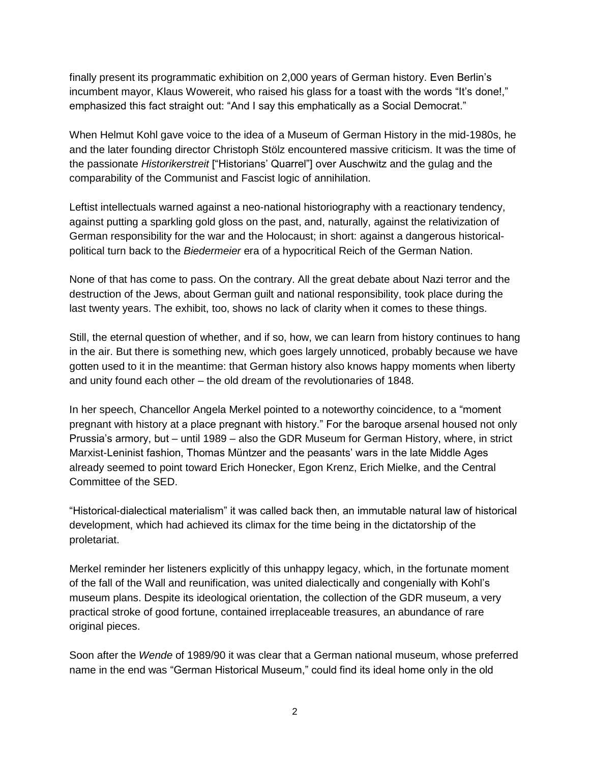finally present its programmatic exhibition on 2,000 years of German history. Even Berlin's incumbent mayor, Klaus Wowereit, who raised his glass for a toast with the words "It's done!," emphasized this fact straight out: "And I say this emphatically as a Social Democrat."

When Helmut Kohl gave voice to the idea of a Museum of German History in the mid-1980s, he and the later founding director Christoph Stölz encountered massive criticism. It was the time of the passionate *Historikerstreit* ["Historians' Quarrel"] over Auschwitz and the gulag and the comparability of the Communist and Fascist logic of annihilation.

Leftist intellectuals warned against a neo-national historiography with a reactionary tendency, against putting a sparkling gold gloss on the past, and, naturally, against the relativization of German responsibility for the war and the Holocaust; in short: against a dangerous historical-political turn back to the *Biedermeier* era of a hypocritical Reich of the German Nation.

None of that has come to pass. On the contrary. All the great debate about Nazi terror and the destruction of the Jews, about German guilt and national responsibility, took place during the last twenty years. The exhibit, too, shows no lack of clarity when it comes to these things.

Still, the eternal question of whether, and if so, how, we can learn from history continues to hang in the air. But there is something new, which goes largely unnoticed, probably because we have gotten used to it in the meantime: that German history also knows happy moments when liberty and unity found each other – the old dream of the revolutionaries of 1848.

In her speech, Chancellor Angela Merkel pointed to a noteworthy coincidence, to a "moment pregnant with history at a place pregnant with history." For the baroque arsenal housed not only Prussia's armory, but – until 1989 – also the GDR Museum for German History, where, in strict Marxist-Leninist fashion, Thomas Müntzer and the peasants' wars in the late Middle Ages already seemed to point toward Erich Honecker, Egon Krenz, Erich Mielke, and the Central Committee of the SED.

"Historical-dialectical materialism" it was called back then, an immutable natural law of historical development, which had achieved its climax for the time being in the dictatorship of the proletariat.

Merkel reminder her listeners explicitly of this unhappy legacy, which, in the fortunate moment of the fall of the Wall and reunification, was united dialectically and congenially with Kohl's museum plans. Despite its ideological orientation, the collection of the GDR museum, a very practical stroke of good fortune, contained irreplaceable treasures, an abundance of rare original pieces.

Soon after the *Wende* of 1989/90 it was clear that a German national museum, whose preferred name in the end was "German Historical Museum," could find its ideal home only in the old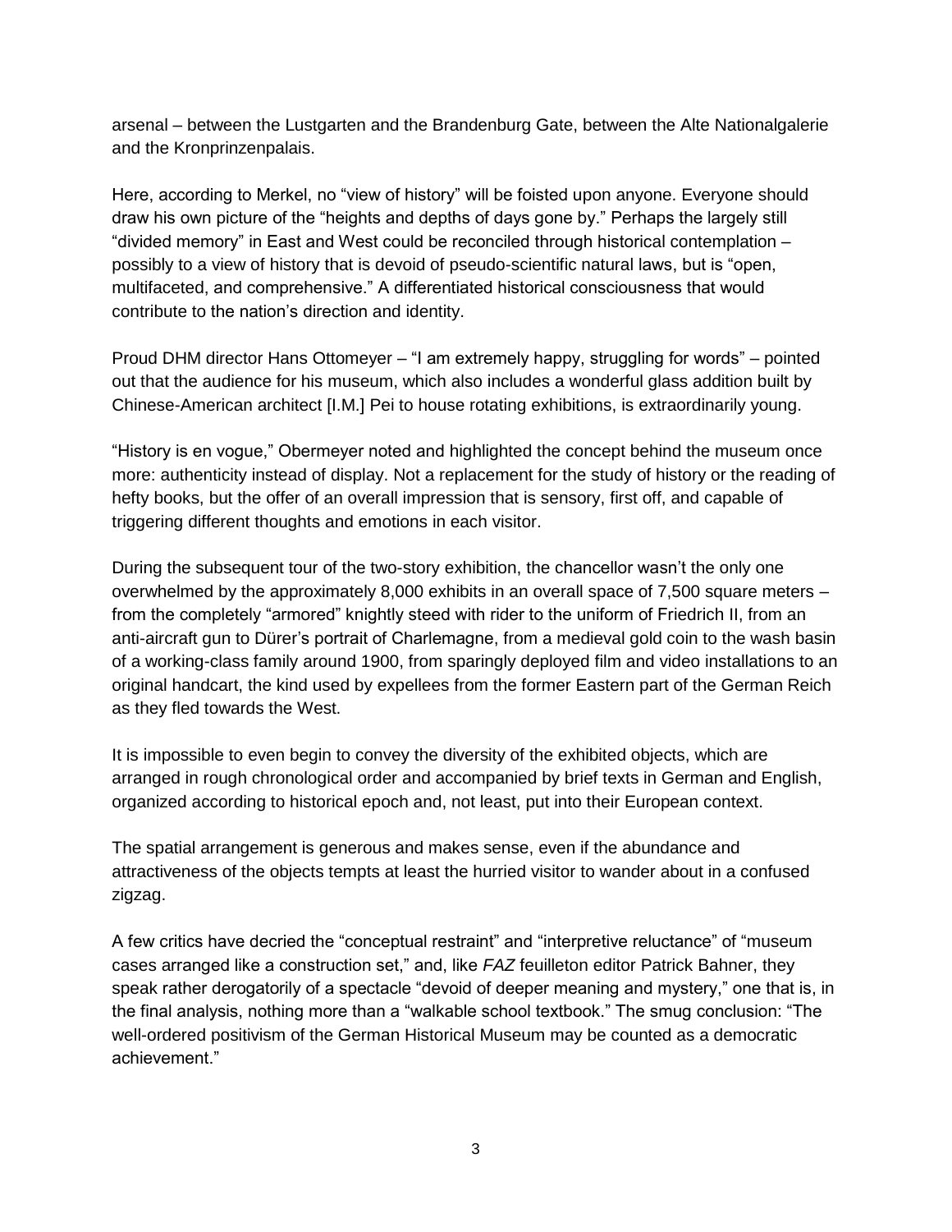arsenal – between the Lustgarten and the Brandenburg Gate, between the Alte Nationalgalerie and the Kronprinzenpalais.

Here, according to Merkel, no “view of history” will be foisted upon anyone. Everyone should draw his own picture of the “heights and depths of days gone by.” Perhaps the largely still “divided memory” in East and West could be reconciled through historical contemplation – possibly to a view of history that is devoid of pseudo-scientific natural laws, but is “open, multifaceted, and comprehensive.” A differentiated historical consciousness that would contribute to the nation’s direction and identity.

Proud DHM director Hans Ottomeyer – “I am extremely happy, struggling for words” – pointed out that the audience for his museum, which also includes a wonderful glass addition built by Chinese-American architect [I.M.] Pei to house rotating exhibitions, is extraordinarily young.

“History is en vogue,” Obermeyer noted and highlighted the concept behind the museum once more: authenticity instead of display. Not a replacement for the study of history or the reading of hefty books, but the offer of an overall impression that is sensory, first off, and capable of triggering different thoughts and emotions in each visitor.

During the subsequent tour of the two-story exhibition, the chancellor wasn’t the only one overwhelmed by the approximately 8,000 exhibits in an overall space of 7,500 square meters – from the completely “armored” knightly steed with rider to the uniform of Friedrich II, from an anti-aircraft gun to Dürer’s portrait of Charlemagne, from a medieval gold coin to the wash basin of a working-class family around 1900, from sparingly deployed film and video installations to an original handcart, the kind used by expellees from the former Eastern part of the German Reich as they fled towards the West.

It is impossible to even begin to convey the diversity of the exhibited objects, which are arranged in rough chronological order and accompanied by brief texts in German and English, organized according to historical epoch and, not least, put into their European context.

The spatial arrangement is generous and makes sense, even if the abundance and attractiveness of the objects tempts at least the hurried visitor to wander about in a confused zigzag.

A few critics have decried the “conceptual restraint” and “interpretive reluctance” of “museum cases arranged like a construction set,” and, like *FAZ* feuilleton editor Patrick Bahner, they speak rather derogatorily of a spectacle “devoid of deeper meaning and mystery,” one that is, in the final analysis, nothing more than a “walkable school textbook.” The smug conclusion: “The well-ordered positivism of the German Historical Museum may be counted as a democratic achievement.”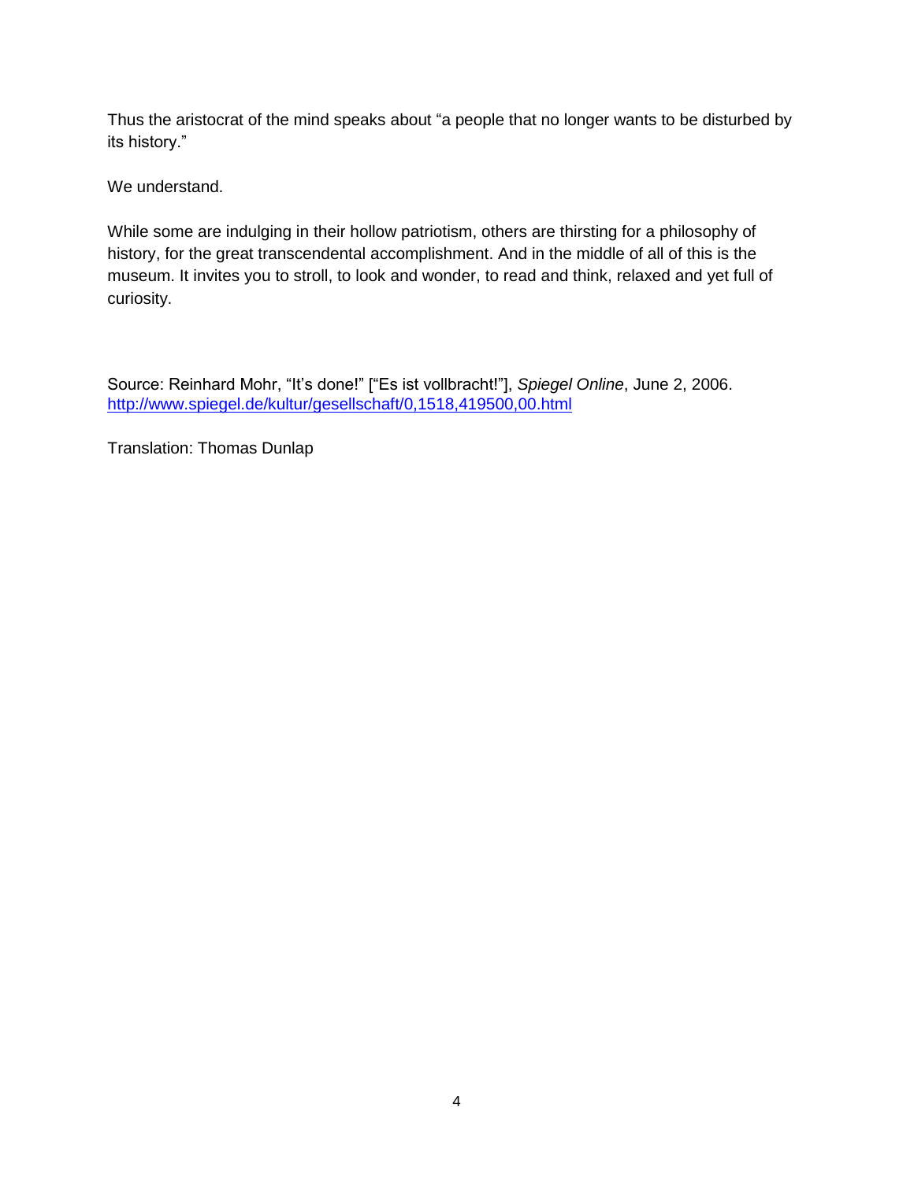Thus the aristocrat of the mind speaks about “a people that no longer wants to be disturbed by its history.”

We understand.

While some are indulging in their hollow patriotism, others are thirsting for a philosophy of history, for the great transcendental accomplishment. And in the middle of all of this is the museum. It invites you to stroll, to look and wonder, to read and think, relaxed and yet full of curiosity.

Source: Reinhard Mohr, “It’s done!” [“Es ist vollbracht!”], *Spiegel Online*, June 2, 2006. http://www.spiegel.de/kultur/gesellschaft/0,1518,419500,00.html

Translation: Thomas Dunlap